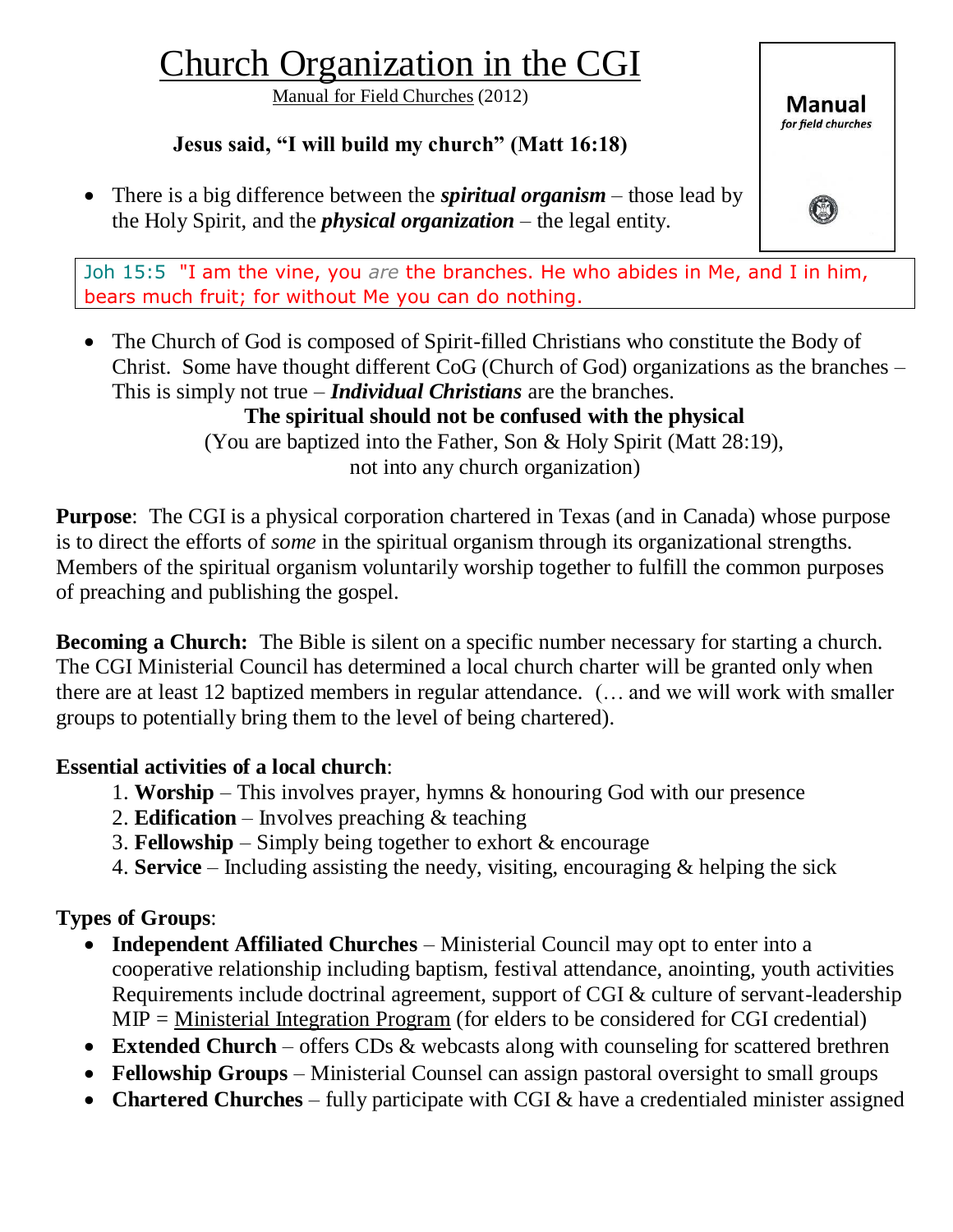# Church Organization in the CGI

Manual for Field Churches (2012)

Manual *for field churches*

**Jesus said, "I will build my church" (Matt 16:18)**

- There is a big difference between the ***spiritual organism*** – those lead by the Holy Spirit, and the ***physical organization*** – the legal entity.

> Joh 15:5 "I am the vine, you *are* the branches. He who abides in Me, and I in him, bears much fruit; for without Me you can do nothing.

- The Church of God is composed of Spirit-filled Christians who constitute the Body of Christ. Some have thought different CoG (Church of God) organizations as the branches – This is simply not true – ***Individual Christians*** are the branches.

**The spiritual should not be confused with the physical**

(You are baptized into the Father, Son & Holy Spirit (Matt 28:19), not into any church organization)

**Purpose**: The CGI is a physical corporation chartered in Texas (and in Canada) whose purpose is to direct the efforts of *some* in the spiritual organism through its organizational strengths. Members of the spiritual organism voluntarily worship together to fulfill the common purposes of preaching and publishing the gospel.

**Becoming a Church:** The Bible is silent on a specific number necessary for starting a church. The CGI Ministerial Council has determined a local church charter will be granted only when there are at least 12 baptized members in regular attendance. (… and we will work with smaller groups to potentially bring them to the level of being chartered).

**Essential activities of a local church**:

1. **Worship** – This involves prayer, hymns & honouring God with our presence
2. **Edification** – Involves preaching & teaching
3. **Fellowship** – Simply being together to exhort & encourage
4. **Service** – Including assisting the needy, visiting, encouraging & helping the sick

**Types of Groups**:

- **Independent Affiliated Churches** – Ministerial Council may opt to enter into a cooperative relationship including baptism, festival attendance, anointing, youth activities Requirements include doctrinal agreement, support of CGI & culture of servant-leadership MIP = Ministerial Integration Program (for elders to be considered for CGI credential)
- **Extended Church** – offers CDs & webcasts along with counseling for scattered brethren
- **Fellowship Groups** – Ministerial Counsel can assign pastoral oversight to small groups
- **Chartered Churches** – fully participate with CGI & have a credentialed minister assigned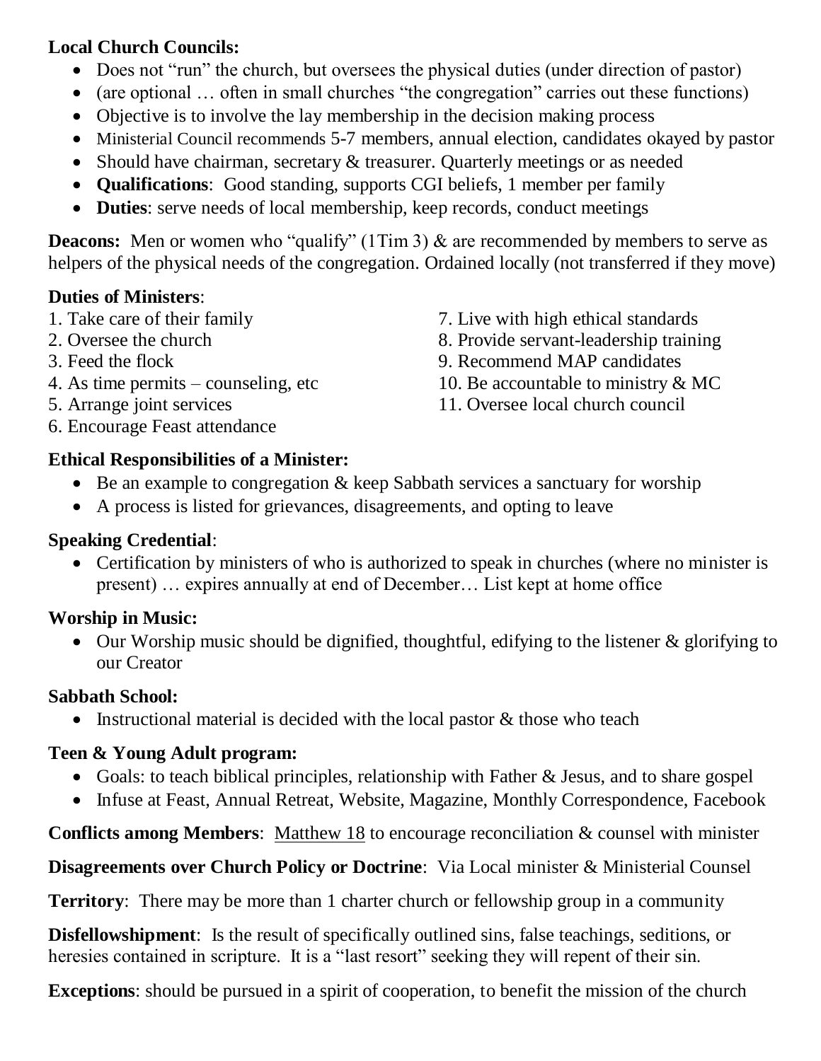**Local Church Councils:**

- Does not "run" the church, but oversees the physical duties (under direction of pastor)
- (are optional … often in small churches "the congregation" carries out these functions)
- Objective is to involve the lay membership in the decision making process
- Ministerial Council recommends 5-7 members, annual election, candidates okayed by pastor
- Should have chairman, secretary & treasurer. Quarterly meetings or as needed
- **Qualifications**: Good standing, supports CGI beliefs, 1 member per family
- **Duties**: serve needs of local membership, keep records, conduct meetings

**Deacons:** Men or women who "qualify" (1Tim 3) & are recommended by members to serve as helpers of the physical needs of the congregation. Ordained locally (not transferred if they move)

**Duties of Ministers**:

1. Take care of their family
2. Oversee the church
3. Feed the flock
4. As time permits – counseling, etc
5. Arrange joint services
6. Encourage Feast attendance
7. Live with high ethical standards
8. Provide servant-leadership training
9. Recommend MAP candidates
10. Be accountable to ministry & MC
11. Oversee local church council

**Ethical Responsibilities of a Minister:**

- Be an example to congregation & keep Sabbath services a sanctuary for worship
- A process is listed for grievances, disagreements, and opting to leave

**Speaking Credential**:

- Certification by ministers of who is authorized to speak in churches (where no minister is present) … expires annually at end of December… List kept at home office

**Worship in Music:**

- Our Worship music should be dignified, thoughtful, edifying to the listener & glorifying to our Creator

**Sabbath School:**

- Instructional material is decided with the local pastor & those who teach

**Teen & Young Adult program:**

- Goals: to teach biblical principles, relationship with Father & Jesus, and to share gospel
- Infuse at Feast, Annual Retreat, Website, Magazine, Monthly Correspondence, Facebook

**Conflicts among Members**: Matthew 18 to encourage reconciliation & counsel with minister

**Disagreements over Church Policy or Doctrine**: Via Local minister & Ministerial Counsel

**Territory**: There may be more than 1 charter church or fellowship group in a community

**Disfellowshipment**: Is the result of specifically outlined sins, false teachings, seditions, or heresies contained in scripture. It is a "last resort" seeking they will repent of their sin.

**Exceptions**: should be pursued in a spirit of cooperation, to benefit the mission of the church